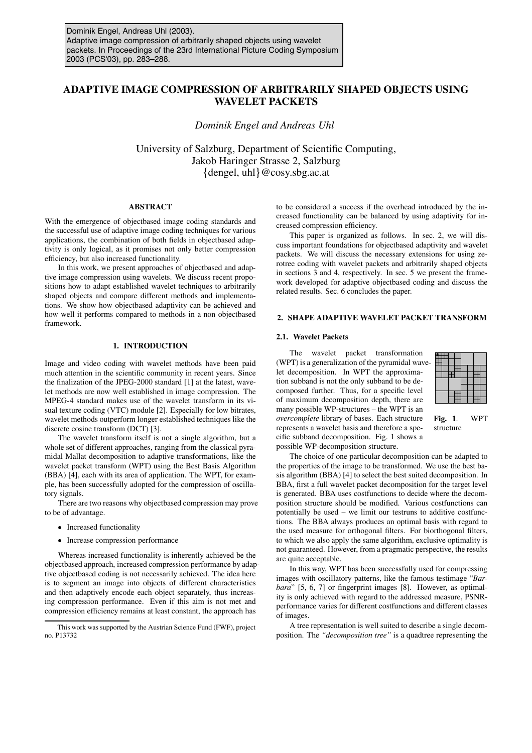Dominik Engel, Andreas Uhl (2003).
Adaptive image compression of arbitrarily shaped objects using wavelet packets. In Proceedings of the 23rd International Picture Coding Symposium 2003 (PCS'03), pp. 283–288.

# ADAPTIVE IMAGE COMPRESSION OF ARBITRARILY SHAPED OBJECTS USING WAVELET PACKETS

*Dominik Engel and Andreas Uhl*

University of Salzburg, Department of Scientific Computing,
Jakob Haringer Strasse 2, Salzburg
{dengel, uhl}@cosy.sbg.ac.at

### ABSTRACT

With the emergence of objectbased image coding standards and the successful use of adaptive image coding techniques for various applications, the combination of both fields in objectbased adaptivity is only logical, as it promises not only better compression efficiency, but also increased functionality.

In this work, we present approaches of objectbased and adaptive image compression using wavelets. We discuss recent propositions how to adapt established wavelet techniques to arbitrarily shaped objects and compare different methods and implementations. We show how objectbased adaptivity can be achieved and how well it performs compared to methods in a non objectbased framework.

## 1. INTRODUCTION

Image and video coding with wavelet methods have been paid much attention in the scientific community in recent years. Since the finalization of the JPEG-2000 standard [1] at the latest, wavelet methods are now well established in image compression. The MPEG-4 standard makes use of the wavelet transform in its visual texture coding (VTC) module [2]. Especially for low bitrates, wavelet methods outperform longer established techniques like the discrete cosine transform (DCT) [3].

The wavelet transform itself is not a single algorithm, but a whole set of different approaches, ranging from the classical pyramidal Mallat decomposition to adaptive transformations, like the wavelet packet transform (WPT) using the Best Basis Algorithm (BBA) [4], each with its area of application. The WPT, for example, has been successfully adopted for the compression of oscillatory signals.

There are two reasons why objectbased compression may prove to be of advantage.

- Increased functionality
- Increase compression performance

Whereas increased functionality is inherently achieved be the objectbased approach, increased compression performance by adaptive objectbased coding is not necessarily achieved. The idea here is to segment an image into objects of different characteristics and then adaptively encode each object separately, thus increasing compression performance. Even if this aim is not met and compression efficiency remains at least constant, the approach has to be considered a success if the overhead introduced by the increased functionality can be balanced by using adaptivity for increased compression efficiency.

This paper is organized as follows. In sec. 2, we will discuss important foundations for objectbased adaptivity and wavelet packets. We will discuss the necessary extensions for using zerotree coding with wavelet packets and arbitrarily shaped objects in sections 3 and 4, respectively. In sec. 5 we present the framework developed for adaptive objectbased coding and discuss the related results. Sec. 6 concludes the paper.

## 2. SHAPE ADAPTIVE WAVELET PACKET TRANSFORM

### 2.1. Wavelet Packets

The wavelet packet transformation (WPT) is a generalization of the pyramidal wavelet decomposition. In WPT the approximation subband is not the only subband to be decomposed further. Thus, for a specific level of maximum decomposition depth, there are many possible WP-structures – the WPT is an *overcomplete* library of bases. Each structure represents a wavelet basis and therefore a specific subband decomposition. Fig. 1 shows a possible WP-decomposition structure.

**Fig. 1**. WPT structure

The choice of one particular decomposition can be adapted to the properties of the image to be transformed. We use the best basis algorithm (BBA) [4] to select the best suited decomposition. In BBA, first a full wavelet packet decomposition for the target level is generated. BBA uses costfunctions to decide where the decomposition structure should be modified. Various costfunctions can potentially be used – we limit our testruns to additive costfunctions. The BBA always produces an optimal basis with regard to the used measure for orthogonal filters. For biorthogonal filters, to which we also apply the same algorithm, exclusive optimality is not guaranteed. However, from a pragmatic perspective, the results are quite acceptable.

In this way, WPT has been successfully used for compressing images with oscillatory patterns, like the famous testimage "*Barbara*" [5, 6, 7] or fingerprint images [8]. However, as optimality is only achieved with regard to the addressed measure, PSNR-performance varies for different costfunctions and different classes of images.

A tree representation is well suited to describe a single decomposition. The *"decomposition tree"* is a quadtree representing the

This work was supported by the Austrian Science Fund (FWF), project no. P13732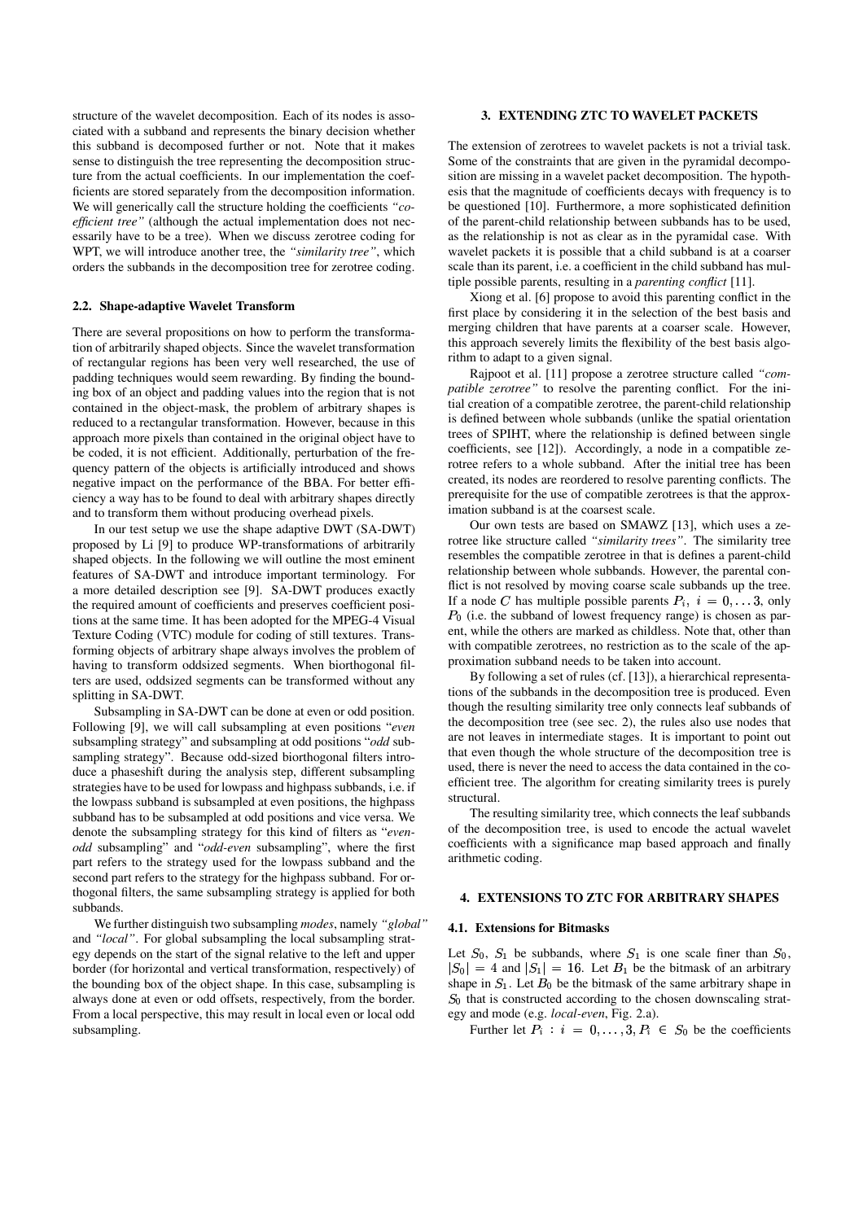structure of the wavelet decomposition. Each of its nodes is associated with a subband and represents the binary decision whether this subband is decomposed further or not. Note that it makes sense to distinguish the tree representing the decomposition structure from the actual coefficients. In our implementation the coefficients are stored separately from the decomposition information. We will generically call the structure holding the coefficients *"coefficient tree"* (although the actual implementation does not necessarily have to be a tree). When we discuss zerotree coding for WPT, we will introduce another tree, the *"similarity tree"*, which orders the subbands in the decomposition tree for zerotree coding.

### 2.2. Shape-adaptive Wavelet Transform

There are several propositions on how to perform the transformation of arbitrarily shaped objects. Since the wavelet transformation of rectangular regions has been very well researched, the use of padding techniques would seem rewarding. By finding the bounding box of an object and padding values into the region that is not contained in the object-mask, the problem of arbitrary shapes is reduced to a rectangular transformation. However, because in this approach more pixels than contained in the original object have to be coded, it is not efficient. Additionally, perturbation of the frequency pattern of the objects is artificially introduced and shows negative impact on the performance of the BBA. For better efficiency a way has to be found to deal with arbitrary shapes directly and to transform them without producing overhead pixels.

In our test setup we use the shape adaptive DWT (SA-DWT) proposed by Li [9] to produce WP-transformations of arbitrarily shaped objects. In the following we will outline the most eminent features of SA-DWT and introduce important terminology. For a more detailed description see [9]. SA-DWT produces exactly the required amount of coefficients and preserves coefficient positions at the same time. It has been adopted for the MPEG-4 Visual Texture Coding (VTC) module for coding of still textures. Transforming objects of arbitrary shape always involves the problem of having to transform oddsized segments. When biorthogonal filters are used, oddsized segments can be transformed without any splitting in SA-DWT.

Subsampling in SA-DWT can be done at even or odd position. Following [9], we will call subsampling at even positions "*even* subsampling strategy" and subsampling at odd positions "*odd* subsampling strategy". Because odd-sized biorthogonal filters introduce a phaseshift during the analysis step, different subsampling strategies have to be used for lowpass and highpass subbands, i.e. if the lowpass subband is subsampled at even positions, the highpass subband has to be subsampled at odd positions and vice versa. We denote the subsampling strategy for this kind of filters as "*even-odd* subsampling" and "*odd-even* subsampling", where the first part refers to the strategy used for the lowpass subband and the second part refers to the strategy for the highpass subband. For orthogonal filters, the same subsampling strategy is applied for both subbands.

We further distinguish two subsampling *modes*, namely *"global"* and *"local"*. For global subsampling the local subsampling strategy depends on the start of the signal relative to the left and upper border (for horizontal and vertical transformation, respectively) of the bounding box of the object shape. In this case, subsampling is always done at even or odd offsets, respectively, from the border. From a local perspective, this may result in local even or local odd subsampling.

## 3. EXTENDING ZTC TO WAVELET PACKETS

The extension of zerotrees to wavelet packets is not a trivial task. Some of the constraints that are given in the pyramidal decomposition are missing in a wavelet packet decomposition. The hypothesis that the magnitude of coefficients decays with frequency is to be questioned [10]. Furthermore, a more sophisticated definition of the parent-child relationship between subbands has to be used, as the relationship is not as clear as in the pyramidal case. With wavelet packets it is possible that a child subband is at a coarser scale than its parent, i.e. a coefficient in the child subband has multiple possible parents, resulting in a *parenting conflict* [11].

Xiong et al. [6] propose to avoid this parenting conflict in the first place by considering it in the selection of the best basis and merging children that have parents at a coarser scale. However, this approach severely limits the flexibility of the best basis algorithm to adapt to a given signal.

Rajpoot et al. [11] propose a zerotree structure called *"compatible zerotree"* to resolve the parenting conflict. For the initial creation of a compatible zerotree, the parent-child relationship is defined between whole subbands (unlike the spatial orientation trees of SPIHT, where the relationship is defined between single coefficients, see [12]). Accordingly, a node in a compatible zerotree refers to a whole subband. After the initial tree has been created, its nodes are reordered to resolve parenting conflicts. The prerequisite for the use of compatible zerotrees is that the approximation subband is at the coarsest scale.

Our own tests are based on SMAWZ [13], which uses a zerotree like structure called *"similarity trees"*. The similarity tree resembles the compatible zerotree in that is defines a parent-child relationship between whole subbands. However, the parental conflict is not resolved by moving coarse scale subbands up the tree. If a node $C$ has multiple possible parents $P_i,\ i = 0, \dots 3$, only $P_0$ (i.e. the subband of lowest frequency range) is chosen as parent, while the others are marked as childless. Note that, other than with compatible zerotrees, no restriction as to the scale of the approximation subband needs to be taken into account.

By following a set of rules (cf. [13]), a hierarchical representations of the subbands in the decomposition tree is produced. Even though the resulting similarity tree only connects leaf subbands of the decomposition tree (see sec. 2), the rules also use nodes that are not leaves in intermediate stages. It is important to point out that even though the whole structure of the decomposition tree is used, there is never the need to access the data contained in the coefficient tree. The algorithm for creating similarity trees is purely structural.

The resulting similarity tree, which connects the leaf subbands of the decomposition tree, is used to encode the actual wavelet coefficients with a significance map based approach and finally arithmetic coding.

## 4. EXTENSIONS TO ZTC FOR ARBITRARY SHAPES

### 4.1. Extensions for Bitmasks

Let $S_0$, $S_1$ be subbands, where $S_1$ is one scale finer than $S_0$, $|S_0| = 4$ and $|S_1| = 16$. Let $B_1$ be the bitmask of an arbitrary shape in $S_1$. Let $B_0$ be the bitmask of the same arbitrary shape in $S_0$ that is constructed according to the chosen downscaling strategy and mode (e.g. *local-even*, Fig. 2.a).

Further let $P_i : i = 0, \dots, 3, P_i \in S_0$ be the coefficients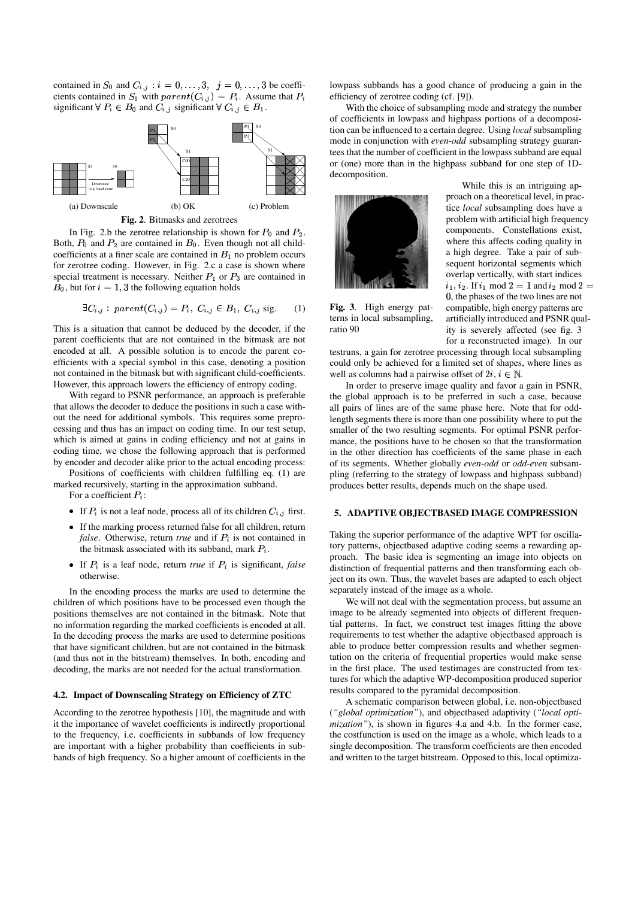contained in $S_0$ and $C_{i,j} : i = 0, \ldots, 3,\ \ j = 0, \ldots, 3$ be coefficients contained in $S_1$ with $parent(C_{i,j}) = P_i$. Assume that $P_i$ significant $\forall\ P_i \in B_0$ and $C_{i,j}$ significant $\forall\ C_{i,j} \in B_1$.

(a) Downscale (b) OK (c) Problem

**Fig. 2**. Bitmasks and zerotrees

In Fig. 2.b the zerotree relationship is shown for $P_0$ and $P_2$. Both, $P_0$ and $P_2$ are contained in $B_0$. Even though not all child-coefficients at a finer scale are contained in $B_1$ no problem occurs for zerotree coding. However, in Fig. 2.c a case is shown where special treatment is necessary. Neither $P_1$ or $P_3$ are contained in $B_0$, but for $i = 1, 3$ the following equation holds

$$\exists C_{i,j} : \ parent(C_{i,j}) = P_i,\ C_{i,j} \in B_1,\ C_{i,j} \text{ sig.} \qquad (1)$$

This is a situation that cannot be deduced by the decoder, if the parent coefficients that are not contained in the bitmask are not encoded at all. A possible solution is to encode the parent coefficients with a special symbol in this case, denoting a position not contained in the bitmask but with significant child-coefficients. However, this approach lowers the efficiency of entropy coding.

With regard to PSNR performance, an approach is preferable that allows the decoder to deduce the positions in such a case without the need for additional symbols. This requires some preprocessing and thus has an impact on coding time. In our test setup, which is aimed at gains in coding efficiency and not at gains in coding time, we chose the following approach that is performed by encoder and decoder alike prior to the actual encoding process:

Positions of coefficients with children fulfilling eq. (1) are marked recursively, starting in the approximation subband.

For a coefficient $P_i$:

- If $P_i$ is not a leaf node, process all of its children $C_{i,j}$ first.
- If the marking process returned false for all children, return *false*. Otherwise, return *true* and if $P_i$ is not contained in the bitmask associated with its subband, mark $P_i$.
- If $P_i$ is a leaf node, return *true* if $P_i$ is significant, *false* otherwise.

In the encoding process the marks are used to determine the children of which positions have to be processed even though the positions themselves are not contained in the bitmask. Note that no information regarding the marked coefficients is encoded at all. In the decoding process the marks are used to determine positions that have significant children, but are not contained in the bitmask (and thus not in the bitstream) themselves. In both, encoding and decoding, the marks are not needed for the actual transformation.

### 4.2. Impact of Downscaling Strategy on Efficiency of ZTC

According to the zerotree hypothesis [10], the magnitude and with it the importance of wavelet coefficients is indirectly proportional to the frequency, i.e. coefficients in subbands of low frequency are important with a higher probability than coefficients in subbands of high frequency. So a higher amount of coefficients in the lowpass subbands has a good chance of producing a gain in the efficiency of zerotree coding (cf. [9]).

With the choice of subsampling mode and strategy the number of coefficients in lowpass and highpass portions of a decomposition can be influenced to a certain degree. Using *local* subsampling mode in conjunction with *even-odd* subsampling strategy guarantees that the number of coefficient in the lowpass subband are equal or (one) more than in the highpass subband for one step of 1D-decomposition.

**Fig. 3**. High energy patterns in local subsampling, ratio 90

While this is an intriguing approach on a theoretical level, in practice *local* subsampling does have a problem with artificial high frequency components. Constellations exist, where this affects coding quality in a high degree. Take a pair of subsequent horizontal segments which overlap vertically, with start indices $i_1, i_2$. If $i_1 \bmod 2 = 1$ and $i_2 \bmod 2 = 0$, the phases of the two lines are not compatible, high energy patterns are artificially introduced and PSNR quality is severely affected (see fig. 3 for a reconstructed image). In our testruns, a gain for zerotree processing through local subsampling could only be achieved for a limited set of shapes, where lines as well as columns had a pairwise offset of $2i,\ i \in \mathbb{N}$.

In order to preserve image quality and favor a gain in PSNR, the global approach is to be preferred in such a case, because all pairs of lines are of the same phase here. Note that for odd-length segments there is more than one possibility where to put the smaller of the two resulting segments. For optimal PSNR performance, the positions have to be chosen so that the transformation in the other direction has coefficients of the same phase in each of its segments. Whether globally *even-odd* or *odd-even* subsampling (referring to the strategy of lowpass and highpass subband) produces better results, depends much on the shape used.

## 5. ADAPTIVE OBJECTBASED IMAGE COMPRESSION

Taking the superior performance of the adaptive WPT for oscillatory patterns, objectbased adaptive coding seems a rewarding approach. The basic idea is segmenting an image into objects on distinction of frequential patterns and then transforming each object on its own. Thus, the wavelet bases are adapted to each object separately instead of the image as a whole.

We will not deal with the segmentation process, but assume an image to be already segmented into objects of different frequential patterns. In fact, we construct test images fitting the above requirements to test whether the adaptive objectbased approach is able to produce better compression results and whether segmentation on the criteria of frequential properties would make sense in the first place. The used testimages are constructed from textures for which the adaptive WP-decomposition produced superior results compared to the pyramidal decomposition.

A schematic comparison between global, i.e. non-objectbased (*"global optimization"*), and objectbased adaptivity (*"local optimization"*), is shown in figures 4.a and 4.b. In the former case, the costfunction is used on the image as a whole, which leads to a single decomposition. The transform coefficients are then encoded and written to the target bitstream. Opposed to this, local optimiza-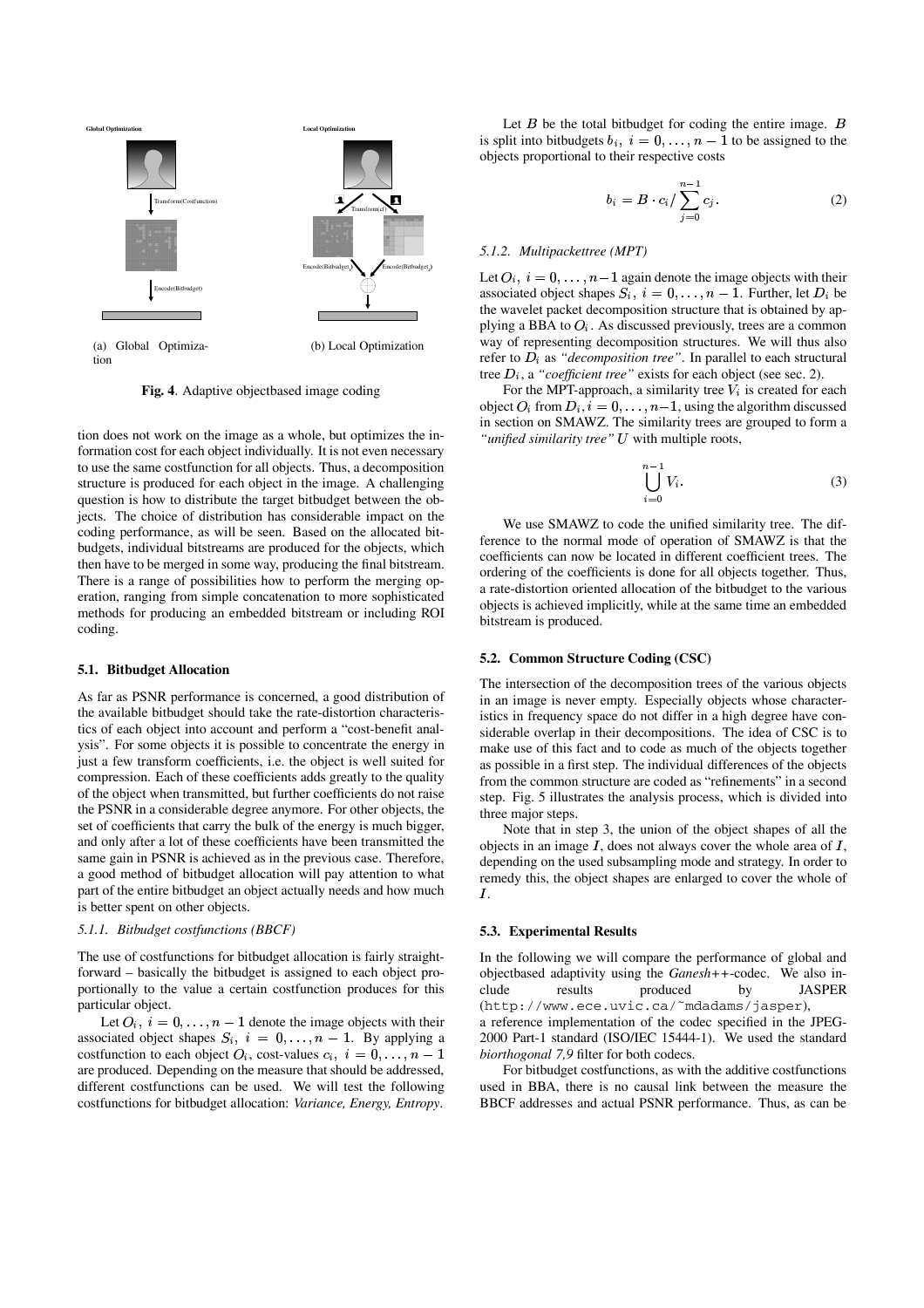Global Optimization

Transform(Costfunction)

Encode(Bitbudget)

Local Optimization

Transform(cf)

Encode(Bitbudget$_1$) Encode(Bitbudget$_2$)

(a) Global Optimization (b) Local Optimization

**Fig. 4**. Adaptive objectbased image coding

tion does not work on the image as a whole, but optimizes the information cost for each object individually. It is not even necessary to use the same costfunction for all objects. Thus, a decomposition structure is produced for each object in the image. A challenging question is how to distribute the target bitbudget between the objects. The choice of distribution has considerable impact on the coding performance, as will be seen. Based on the allocated bitbudgets, individual bitstreams are produced for the objects, which then have to be merged in some way, producing the final bitstream. There is a range of possibilities how to perform the merging operation, ranging from simple concatenation to more sophisticated methods for producing an embedded bitstream or including ROI coding.

### 5.1. Bitbudget Allocation

As far as PSNR performance is concerned, a good distribution of the available bitbudget should take the rate-distortion characteristics of each object into account and perform a "cost-benefit analysis". For some objects it is possible to concentrate the energy in just a few transform coefficients, i.e. the object is well suited for compression. Each of these coefficients adds greatly to the quality of the object when transmitted, but further coefficients do not raise the PSNR in a considerable degree anymore. For other objects, the set of coefficients that carry the bulk of the energy is much bigger, and only after a lot of these coefficients have been transmitted the same gain in PSNR is achieved as in the previous case. Therefore, a good method of bitbudget allocation will pay attention to what part of the entire bitbudget an object actually needs and how much is better spent on other objects.

#### *5.1.1. Bitbudget costfunctions (BBCF)*

The use of costfunctions for bitbudget allocation is fairly straightforward – basically the bitbudget is assigned to each object proportionally to the value a certain costfunction produces for this particular object.

Let $O_i,\ i = 0, \ldots, n-1$ denote the image objects with their associated object shapes $S_i,\ i = 0, \ldots, n-1$. By applying a costfunction to each object $O_i$, cost-values $c_i,\ i = 0, \ldots, n-1$ are produced. Depending on the measure that should be addressed, different costfunctions can be used. We will test the following costfunctions for bitbudget allocation: *Variance, Energy, Entropy*.

Let $B$ be the total bitbudget for coding the entire image. $B$ is split into bitbudgets $b_i,\ i = 0, \ldots, n-1$ to be assigned to the objects proportional to their respective costs

$$b_i = B \cdot c_i / \sum_{j=0}^{n-1} c_j. \tag{2}$$

#### *5.1.2. Multipackettree (MPT)*

Let $O_i,\ i = 0, \ldots, n-1$ again denote the image objects with their associated object shapes $S_i,\ i = 0, \ldots, n-1$. Further, let $D_i$ be the wavelet packet decomposition structure that is obtained by applying a BBA to $O_i$. As discussed previously, trees are a common way of representing decomposition structures. We will thus also refer to $D_i$ as *"decomposition tree"*. In parallel to each structural tree $D_i$, a *"coefficient tree"* exists for each object (see sec. 2).

For the MPT-approach, a similarity tree $V_i$ is created for each object $O_i$ from $D_i, i = 0, \ldots, n-1$, using the algorithm discussed in section on SMAWZ. The similarity trees are grouped to form a *"unified similarity tree"* $U$ with multiple roots,

$$\bigcup_{i=0}^{n-1} V_i. \tag{3}$$

We use SMAWZ to code the unified similarity tree. The difference to the normal mode of operation of SMAWZ is that the coefficients can now be located in different coefficient trees. The ordering of the coefficients is done for all objects together. Thus, a rate-distortion oriented allocation of the bitbudget to the various objects is achieved implicitly, while at the same time an embedded bitstream is produced.

### 5.2. Common Structure Coding (CSC)

The intersection of the decomposition trees of the various objects in an image is never empty. Especially objects whose characteristics in frequency space do not differ in a high degree have considerable overlap in their decompositions. The idea of CSC is to make use of this fact and to code as much of the objects together as possible in a first step. The individual differences of the objects from the common structure are coded as "refinements" in a second step. Fig. 5 illustrates the analysis process, which is divided into three major steps.

Note that in step 3, the union of the object shapes of all the objects in an image $I$, does not always cover the whole area of $I$, depending on the used subsampling mode and strategy. In order to remedy this, the object shapes are enlarged to cover the whole of $I$.

### 5.3. Experimental Results

In the following we will compare the performance of global and objectbased adaptivity using the *Ganesh++*-codec. We also include results produced by JASPER (http://www.ece.uvic.ca/~mdadams/jasper), a reference implementation of the codec specified in the JPEG-2000 Part-1 standard (ISO/IEC 15444-1). We used the standard *biorthogonal 7,9* filter for both codecs.

For bitbudget costfunctions, as with the additive costfunctions used in BBA, there is no causal link between the measure the BBCF addresses and actual PSNR performance. Thus, as can be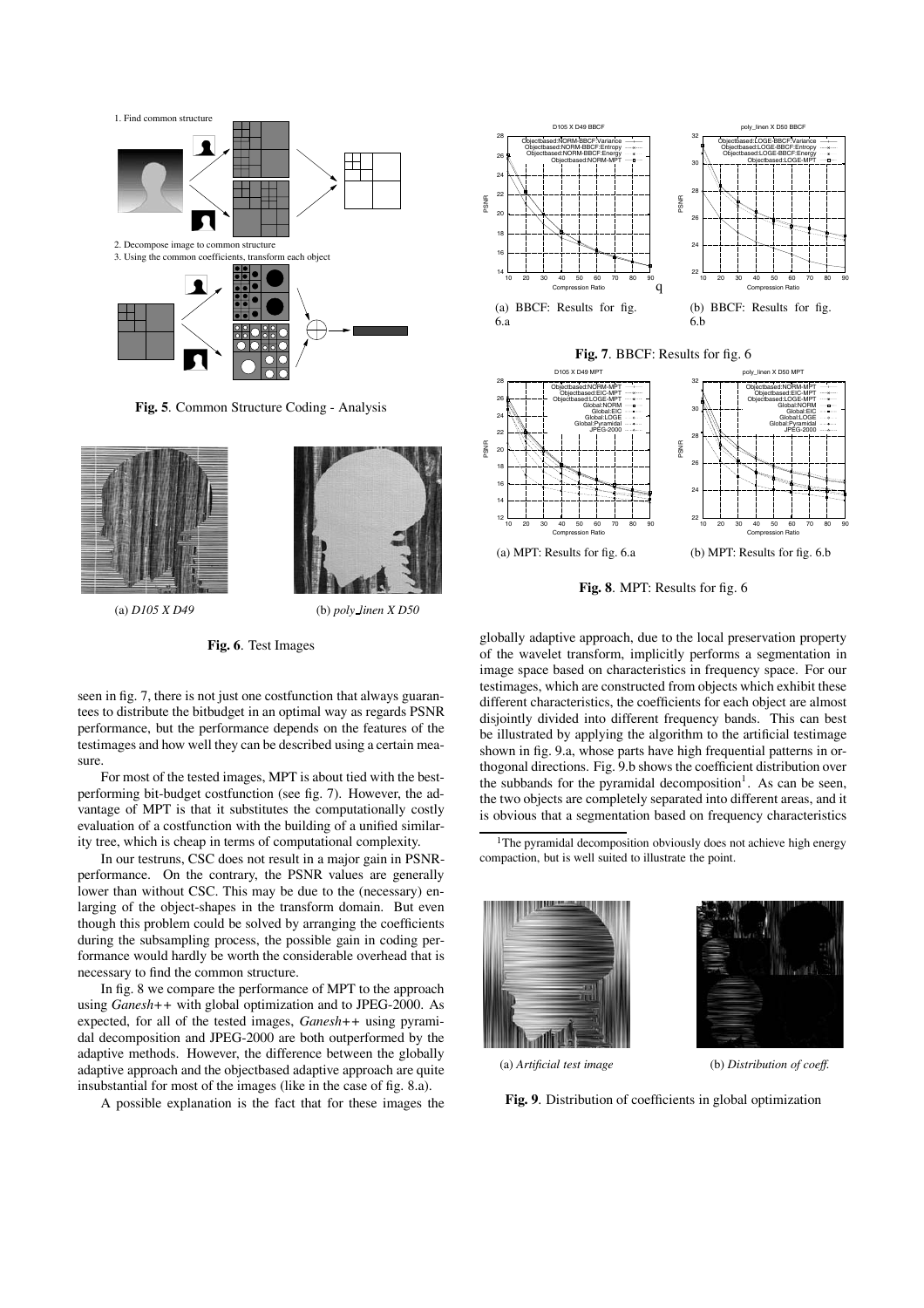Fig. 5. Common Structure Coding - Analysis

(a) *D105 X D49*

(b) *poly_linen X D50*

**Fig. 6**. Test Images

(a) BBCF: Results for fig. 6.a

(b) BBCF: Results for fig. 6.b

**Fig. 7**. BBCF: Results for fig. 6

(a) MPT: Results for fig. 6.a

(b) MPT: Results for fig. 6.b

**Fig. 8**. MPT: Results for fig. 6

seen in fig. 7, there is not just one costfunction that always guarantees to distribute the bitbudget in an optimal way as regards PSNR performance, but the performance depends on the features of the testimages and how well they can be described using a certain measure.

For most of the tested images, MPT is about tied with the best-performing bit-budget costfunction (see fig. 7). However, the advantage of MPT is that it substitutes the computationally costly evaluation of a costfunction with the building of a unified similarity tree, which is cheap in terms of computational complexity.

In our testruns, CSC does not result in a major gain in PSNR-performance. On the contrary, the PSNR values are generally lower than without CSC. This may be due to the (necessary) enlarging of the object-shapes in the transform domain. But even though this problem could be solved by arranging the coefficients during the subsampling process, the possible gain in coding performance would hardly be worth the considerable overhead that is necessary to find the common structure.

In fig. 8 we compare the performance of MPT to the approach using *Ganesh++* with global optimization and to JPEG-2000. As expected, for all of the tested images, *Ganesh++* using pyramidal decomposition and JPEG-2000 are both outperformed by the adaptive methods. However, the difference between the globally adaptive approach and the objectbased adaptive approach are quite insubstantial for most of the images (like in the case of fig. 8.a).

A possible explanation is the fact that for these images the globally adaptive approach, due to the local preservation property of the wavelet transform, implicitly performs a segmentation in image space based on characteristics in frequency space. For our testimages, which are constructed from objects which exhibit these different characteristics, the coefficients for each object are almost disjointly divided into different frequency bands. This can best be illustrated by applying the algorithm to the artificial testimage shown in fig. 9.a, whose parts have high frequential patterns in orthogonal directions. Fig. 9.b shows the coefficient distribution over the subbands for the pyramidal decomposition[1]. As can be seen, the two objects are completely separated into different areas, and it is obvious that a segmentation based on frequency characteristics

[1]The pyramidal decomposition obviously does not achieve high energy compaction, but is well suited to illustrate the point.

(a) *Artificial test image*

(b) *Distribution of coeff.*

**Fig. 9**. Distribution of coefficients in global optimization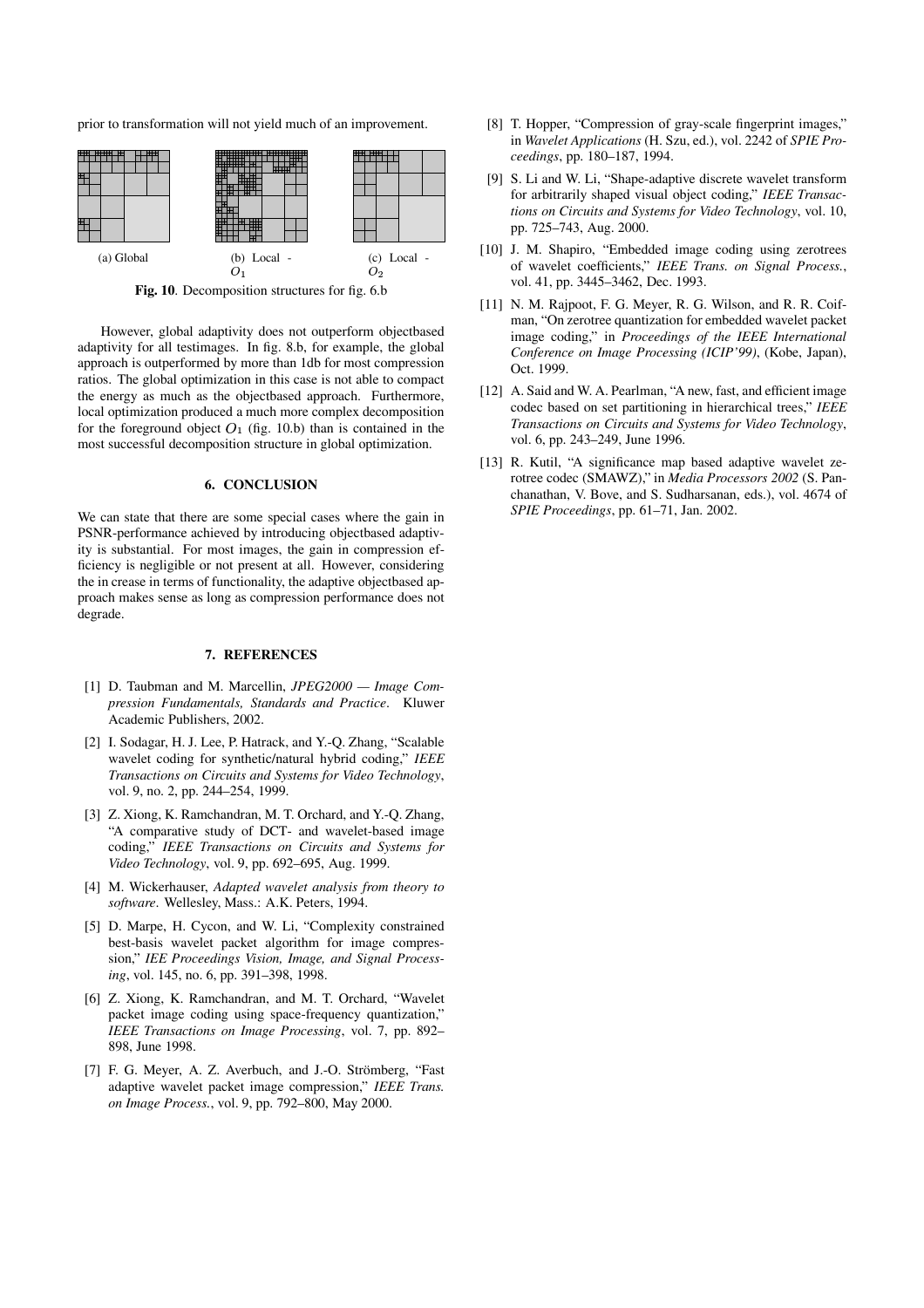prior to transformation will not yield much of an improvement.

(a) Global

(b) Local - $O_1$

(c) Local - $O_2$

**Fig. 10**. Decomposition structures for fig. 6.b

However, global adaptivity does not outperform objectbased adaptivity for all testimages. In fig. 8.b, for example, the global approach is outperformed by more than 1db for most compression ratios. The global optimization in this case is not able to compact the energy as much as the objectbased approach. Furthermore, local optimization produced a much more complex decomposition for the foreground object $O_1$ (fig. 10.b) than is contained in the most successful decomposition structure in global optimization.

## 6. CONCLUSION

We can state that there are some special cases where the gain in PSNR-performance achieved by introducing objectbased adaptivity is substantial. For most images, the gain in compression efficiency is negligible or not present at all. However, considering the in crease in terms of functionality, the adaptive objectbased approach makes sense as long as compression performance does not degrade.

## 7. REFERENCES

[1] D. Taubman and M. Marcellin, *JPEG2000 — Image Compression Fundamentals, Standards and Practice*. Kluwer Academic Publishers, 2002.

[2] I. Sodagar, H. J. Lee, P. Hatrack, and Y.-Q. Zhang, "Scalable wavelet coding for synthetic/natural hybrid coding," *IEEE Transactions on Circuits and Systems for Video Technology*, vol. 9, no. 2, pp. 244–254, 1999.

[3] Z. Xiong, K. Ramchandran, M. T. Orchard, and Y.-Q. Zhang, "A comparative study of DCT- and wavelet-based image coding," *IEEE Transactions on Circuits and Systems for Video Technology*, vol. 9, pp. 692–695, Aug. 1999.

[4] M. Wickerhauser, *Adapted wavelet analysis from theory to software*. Wellesley, Mass.: A.K. Peters, 1994.

[5] D. Marpe, H. Cycon, and W. Li, "Complexity constrained best-basis wavelet packet algorithm for image compression," *IEE Proceedings Vision, Image, and Signal Processing*, vol. 145, no. 6, pp. 391–398, 1998.

[6] Z. Xiong, K. Ramchandran, and M. T. Orchard, "Wavelet packet image coding using space-frequency quantization," *IEEE Transactions on Image Processing*, vol. 7, pp. 892–898, June 1998.

[7] F. G. Meyer, A. Z. Averbuch, and J.-O. Strömberg, "Fast adaptive wavelet packet image compression," *IEEE Trans. on Image Process.*, vol. 9, pp. 792–800, May 2000.

[8] T. Hopper, "Compression of gray-scale fingerprint images," in *Wavelet Applications* (H. Szu, ed.), vol. 2242 of *SPIE Proceedings*, pp. 180–187, 1994.

[9] S. Li and W. Li, "Shape-adaptive discrete wavelet transform for arbitrarily shaped visual object coding," *IEEE Transactions on Circuits and Systems for Video Technology*, vol. 10, pp. 725–743, Aug. 2000.

[10] J. M. Shapiro, "Embedded image coding using zerotrees of wavelet coefficients," *IEEE Trans. on Signal Process.*, vol. 41, pp. 3445–3462, Dec. 1993.

[11] N. M. Rajpoot, F. G. Meyer, R. G. Wilson, and R. R. Coifman, "On zerotree quantization for embedded wavelet packet image coding," in *Proceedings of the IEEE International Conference on Image Processing (ICIP'99)*, (Kobe, Japan), Oct. 1999.

[12] A. Said and W. A. Pearlman, "A new, fast, and efficient image codec based on set partitioning in hierarchical trees," *IEEE Transactions on Circuits and Systems for Video Technology*, vol. 6, pp. 243–249, June 1996.

[13] R. Kutil, "A significance map based adaptive wavelet zerotree codec (SMAWZ)," in *Media Processors 2002* (S. Panchanathan, V. Bove, and S. Sudharsanan, eds.), vol. 4674 of *SPIE Proceedings*, pp. 61–71, Jan. 2002.